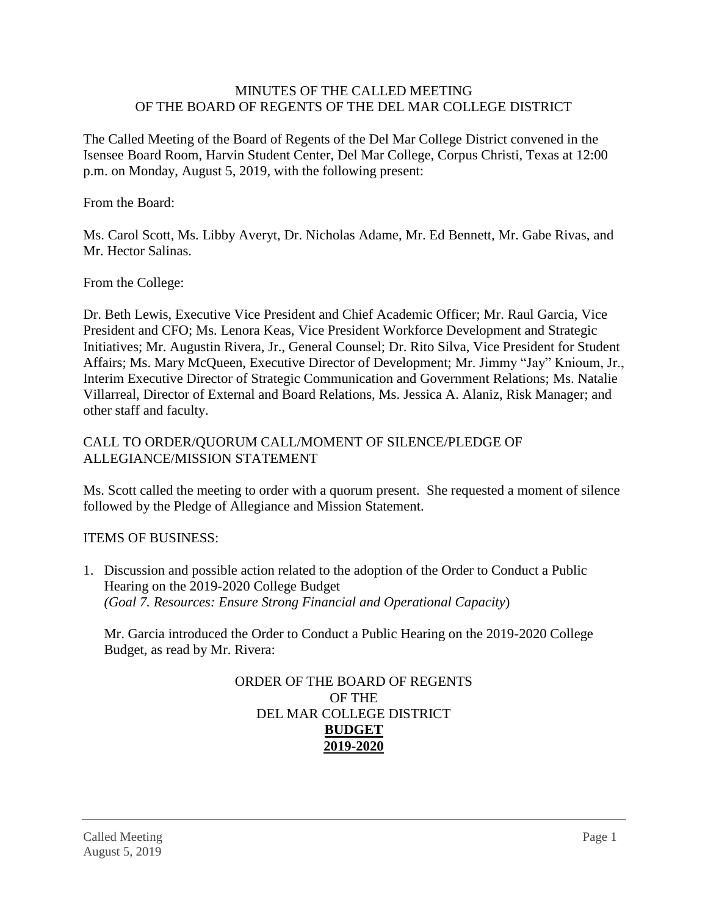# MINUTES OF THE CALLED MEETING OF THE BOARD OF REGENTS OF THE DEL MAR COLLEGE DISTRICT

The Called Meeting of the Board of Regents of the Del Mar College District convened in the Isensee Board Room, Harvin Student Center, Del Mar College, Corpus Christi, Texas at 12:00 p.m. on Monday, August 5, 2019, with the following present:

From the Board:

Ms. Carol Scott, Ms. Libby Averyt, Dr. Nicholas Adame, Mr. Ed Bennett, Mr. Gabe Rivas, and Mr. Hector Salinas.

From the College:

Dr. Beth Lewis, Executive Vice President and Chief Academic Officer; Mr. Raul Garcia, Vice President and CFO; Ms. Lenora Keas, Vice President Workforce Development and Strategic Initiatives; Mr. Augustin Rivera, Jr., General Counsel; Dr. Rito Silva, Vice President for Student Affairs; Ms. Mary McQueen, Executive Director of Development; Mr. Jimmy "Jay" Knioum, Jr., Interim Executive Director of Strategic Communication and Government Relations; Ms. Natalie Villarreal, Director of External and Board Relations, Ms. Jessica A. Alaniz, Risk Manager; and other staff and faculty.

## CALL TO ORDER/QUORUM CALL/MOMENT OF SILENCE/PLEDGE OF ALLEGIANCE/MISSION STATEMENT

Ms. Scott called the meeting to order with a quorum present. She requested a moment of silence followed by the Pledge of Allegiance and Mission Statement.

## ITEMS OF BUSINESS:

1. Discussion and possible action related to the adoption of the Order to Conduct a Public Hearing on the 2019-2020 College Budget
   *(Goal 7. Resources: Ensure Strong Financial and Operational Capacity*)

   Mr. Garcia introduced the Order to Conduct a Public Hearing on the 2019-2020 College Budget, as read by Mr. Rivera:

ORDER OF THE BOARD OF REGENTS
OF THE
DEL MAR COLLEGE DISTRICT
**BUDGET**
**2019-2020**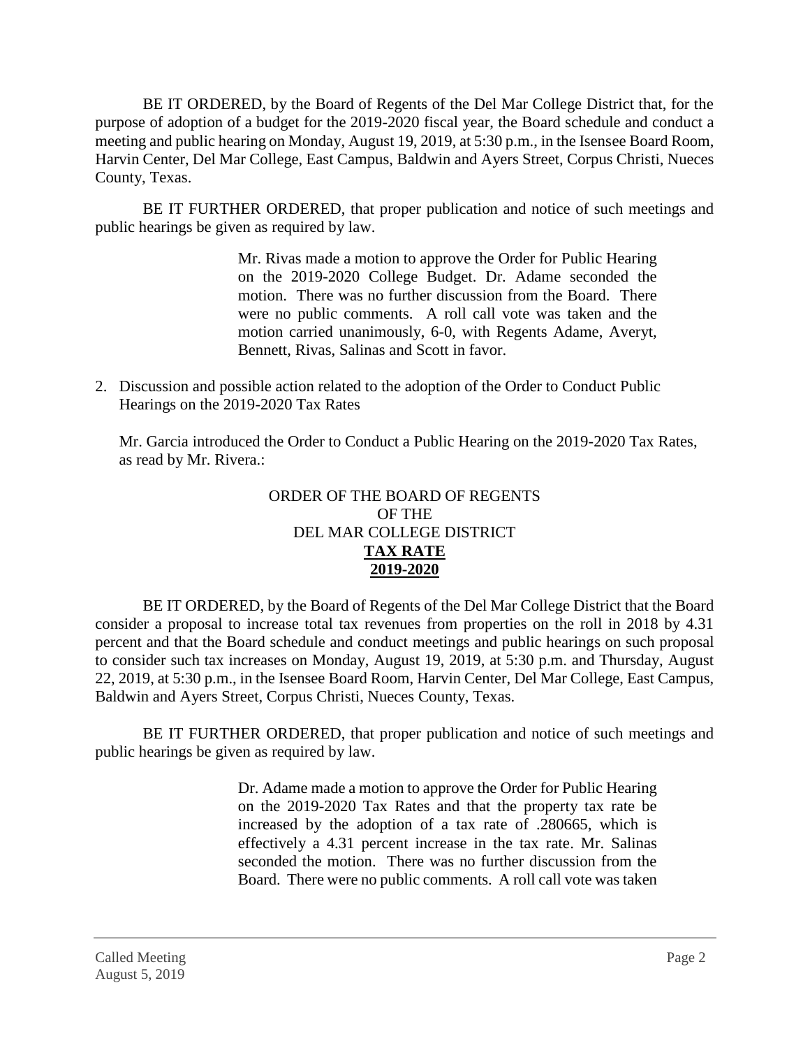BE IT ORDERED, by the Board of Regents of the Del Mar College District that, for the purpose of adoption of a budget for the 2019-2020 fiscal year, the Board schedule and conduct a meeting and public hearing on Monday, August 19, 2019, at 5:30 p.m., in the Isensee Board Room, Harvin Center, Del Mar College, East Campus, Baldwin and Ayers Street, Corpus Christi, Nueces County, Texas.

BE IT FURTHER ORDERED, that proper publication and notice of such meetings and public hearings be given as required by law.

> Mr. Rivas made a motion to approve the Order for Public Hearing on the 2019-2020 College Budget. Dr. Adame seconded the motion. There was no further discussion from the Board. There were no public comments. A roll call vote was taken and the motion carried unanimously, 6-0, with Regents Adame, Averyt, Bennett, Rivas, Salinas and Scott in favor.

2. Discussion and possible action related to the adoption of the Order to Conduct Public Hearings on the 2019-2020 Tax Rates

   Mr. Garcia introduced the Order to Conduct a Public Hearing on the 2019-2020 Tax Rates, as read by Mr. Rivera.:

ORDER OF THE BOARD OF REGENTS
OF THE
DEL MAR COLLEGE DISTRICT
**TAX RATE**
**2019-2020**

BE IT ORDERED, by the Board of Regents of the Del Mar College District that the Board consider a proposal to increase total tax revenues from properties on the roll in 2018 by 4.31 percent and that the Board schedule and conduct meetings and public hearings on such proposal to consider such tax increases on Monday, August 19, 2019, at 5:30 p.m. and Thursday, August 22, 2019, at 5:30 p.m., in the Isensee Board Room, Harvin Center, Del Mar College, East Campus, Baldwin and Ayers Street, Corpus Christi, Nueces County, Texas.

BE IT FURTHER ORDERED, that proper publication and notice of such meetings and public hearings be given as required by law.

> Dr. Adame made a motion to approve the Order for Public Hearing on the 2019-2020 Tax Rates and that the property tax rate be increased by the adoption of a tax rate of .280665, which is effectively a 4.31 percent increase in the tax rate. Mr. Salinas seconded the motion. There was no further discussion from the Board. There were no public comments. A roll call vote was taken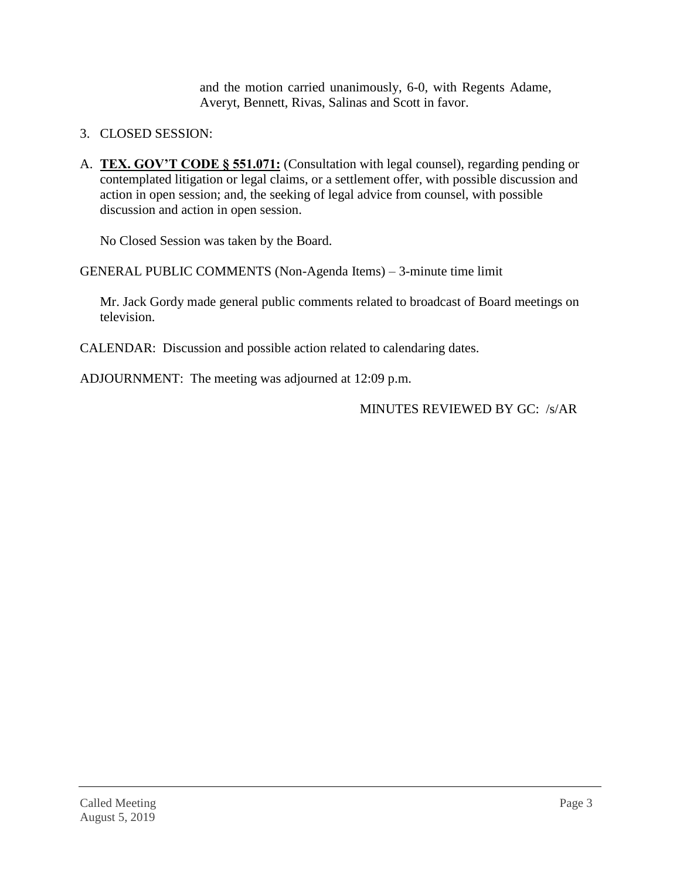and the motion carried unanimously, 6-0, with Regents Adame, Averyt, Bennett, Rivas, Salinas and Scott in favor.

3. CLOSED SESSION:

A. **TEX. GOV'T CODE § 551.071:** (Consultation with legal counsel), regarding pending or contemplated litigation or legal claims, or a settlement offer, with possible discussion and action in open session; and, the seeking of legal advice from counsel, with possible discussion and action in open session.

   No Closed Session was taken by the Board.

GENERAL PUBLIC COMMENTS (Non-Agenda Items) – 3-minute time limit

   Mr. Jack Gordy made general public comments related to broadcast of Board meetings on television.

CALENDAR: Discussion and possible action related to calendaring dates.

ADJOURNMENT: The meeting was adjourned at 12:09 p.m.

MINUTES REVIEWED BY GC: /s/AR